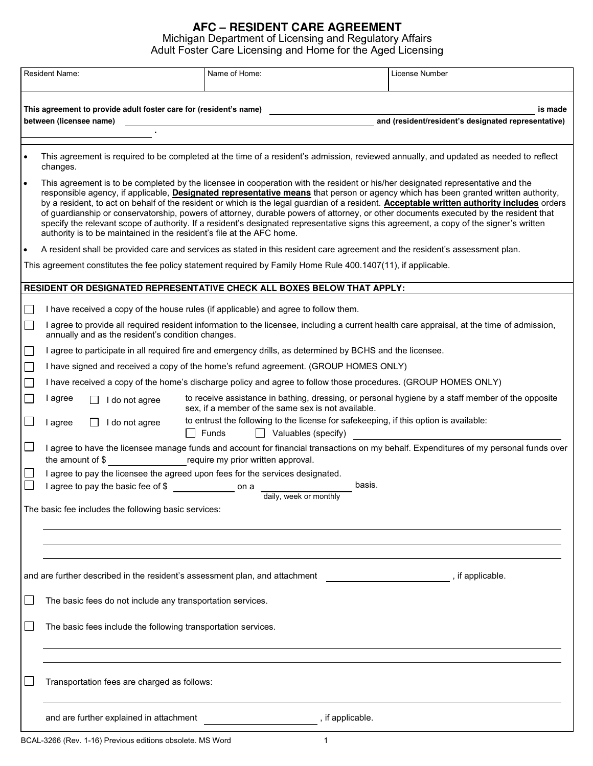# AFC – RESIDENT CARE AGREEMENT

Michigan Department of Licensing and Regulatory Affairs
Adult Foster Care Licensing and Home for the Aged Licensing

| Resident Name: | Name of Home: | License Number |
|---|---|---|
| | | |

**This agreement to provide adult foster care for (resident's name)** ______________________________ **is made between (licensee name)** ______________________________ **and (resident/resident's designated representative)** ______________________ .

- This agreement is required to be completed at the time of a resident's admission, reviewed annually, and updated as needed to reflect changes.
- This agreement is to be completed by the licensee in cooperation with the resident or his/her designated representative and the responsible agency, if applicable, **Designated representative means** that person or agency which has been granted written authority, by a resident, to act on behalf of the resident or which is the legal guardian of a resident. **Acceptable written authority includes** orders of guardianship or conservatorship, powers of attorney, durable powers of attorney, or other documents executed by the resident that specify the relevant scope of authority. If a resident's designated representative signs this agreement, a copy of the signer's written authority is to be maintained in the resident's file at the AFC home.
- A resident shall be provided care and services as stated in this resident care agreement and the resident's assessment plan.

This agreement constitutes the fee policy statement required by Family Home Rule 400.1407(11), if applicable.

**RESIDENT OR DESIGNATED REPRESENTATIVE CHECK ALL BOXES BELOW THAT APPLY:**

- ☐ I have received a copy of the house rules (if applicable) and agree to follow them.
- ☐ I agree to provide all required resident information to the licensee, including a current health care appraisal, at the time of admission, annually and as the resident's condition changes.
- ☐ I agree to participate in all required fire and emergency drills, as determined by BCHS and the licensee.
- ☐ I have signed and received a copy of the home's refund agreement. (GROUP HOMES ONLY)
- ☐ I have received a copy of the home's discharge policy and agree to follow those procedures. (GROUP HOMES ONLY)
- ☐ I agree ☐ I do not agree to receive assistance in bathing, dressing, or personal hygiene by a staff member of the opposite sex, if a member of the same sex is not available.
- ☐ I agree ☐ I do not agree to entrust the following to the license for safekeeping, if this option is available:
  ☐ Funds ☐ Valuables (specify) ______________________________
- ☐ I agree to have the licensee manage funds and account for financial transactions on my behalf. Expenditures of my personal funds over the amount of $ ______________ require my prior written approval.
- ☐ I agree to pay the licensee the agreed upon fees for the services designated.
- ☐ I agree to pay the basic fee of $ ____________ on a ______________ (daily, week or monthly) basis.

The basic fee includes the following basic services:

______________________________________________________________

______________________________________________________________

______________________________________________________________

and are further described in the resident's assessment plan, and attachment ______________________, if applicable.

- ☐ The basic fees do not include any transportation services.
- ☐ The basic fees include the following transportation services.

______________________________________________________________

______________________________________________________________

- ☐ Transportation fees are charged as follows:

______________________________________________________________

and are further explained in attachment ______________________, if applicable.

BCAL-3266 (Rev. 1-16) Previous editions obsolete. MS Word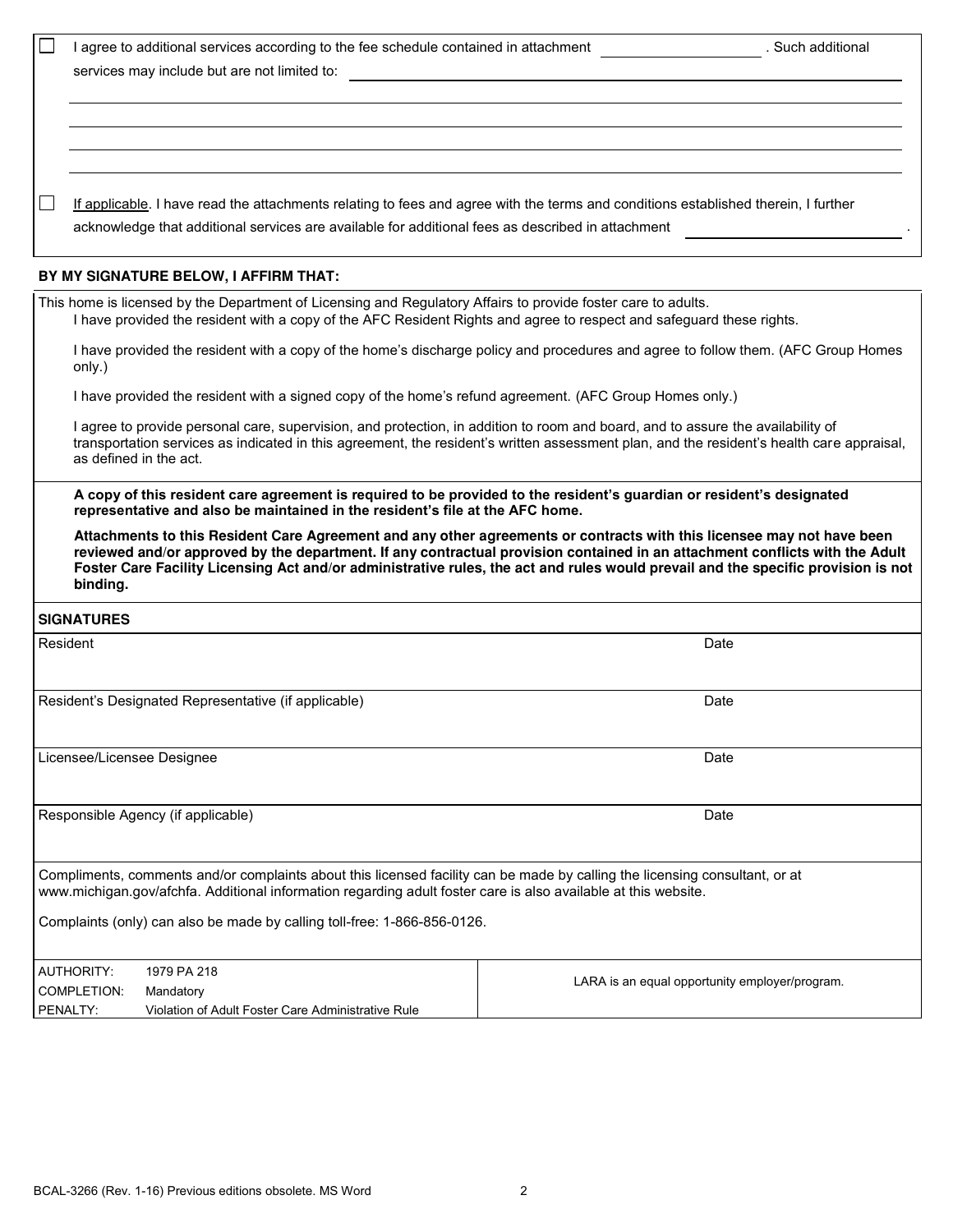☐ I agree to additional services according to the fee schedule contained in attachment ____________________. Such additional services may include but are not limited to: ____________________________________________

_______________________________________________________________________________

_______________________________________________________________________________

_______________________________________________________________________________

_______________________________________________________________________________

☐ If applicable. I have read the attachments relating to fees and agree with the terms and conditions established therein, I further acknowledge that additional services are available for additional fees as described in attachment ____________________.

**BY MY SIGNATURE BELOW, I AFFIRM THAT:**

This home is licensed by the Department of Licensing and Regulatory Affairs to provide foster care to adults.

I have provided the resident with a copy of the AFC Resident Rights and agree to respect and safeguard these rights.

I have provided the resident with a copy of the home's discharge policy and procedures and agree to follow them. (AFC Group Homes only.)

I have provided the resident with a signed copy of the home's refund agreement. (AFC Group Homes only.)

I agree to provide personal care, supervision, and protection, in addition to room and board, and to assure the availability of transportation services as indicated in this agreement, the resident's written assessment plan, and the resident's health care appraisal, as defined in the act.

**A copy of this resident care agreement is required to be provided to the resident's guardian or resident's designated representative and also be maintained in the resident's file at the AFC home.**

**Attachments to this Resident Care Agreement and any other agreements or contracts with this licensee may not have been reviewed and/or approved by the department. If any contractual provision contained in an attachment conflicts with the Adult Foster Care Facility Licensing Act and/or administrative rules, the act and rules would prevail and the specific provision is not binding.**

**SIGNATURES**

| | |
|---|---|
| Resident | Date |
| Resident's Designated Representative (if applicable) | Date |
| Licensee/Licensee Designee | Date |
| Responsible Agency (if applicable) | Date |

Compliments, comments and/or complaints about this licensed facility can be made by calling the licensing consultant, or at www.michigan.gov/afchfa. Additional information regarding adult foster care is also available at this website.

Complaints (only) can also be made by calling toll-free: 1-866-856-0126.

| | | |
|---|---|---|
| AUTHORITY: | 1979 PA 218 | LARA is an equal opportunity employer/program. |
| COMPLETION: | Mandatory | |
| PENALTY: | Violation of Adult Foster Care Administrative Rule | |

BCAL-3266 (Rev. 1-16) Previous editions obsolete. MS Word